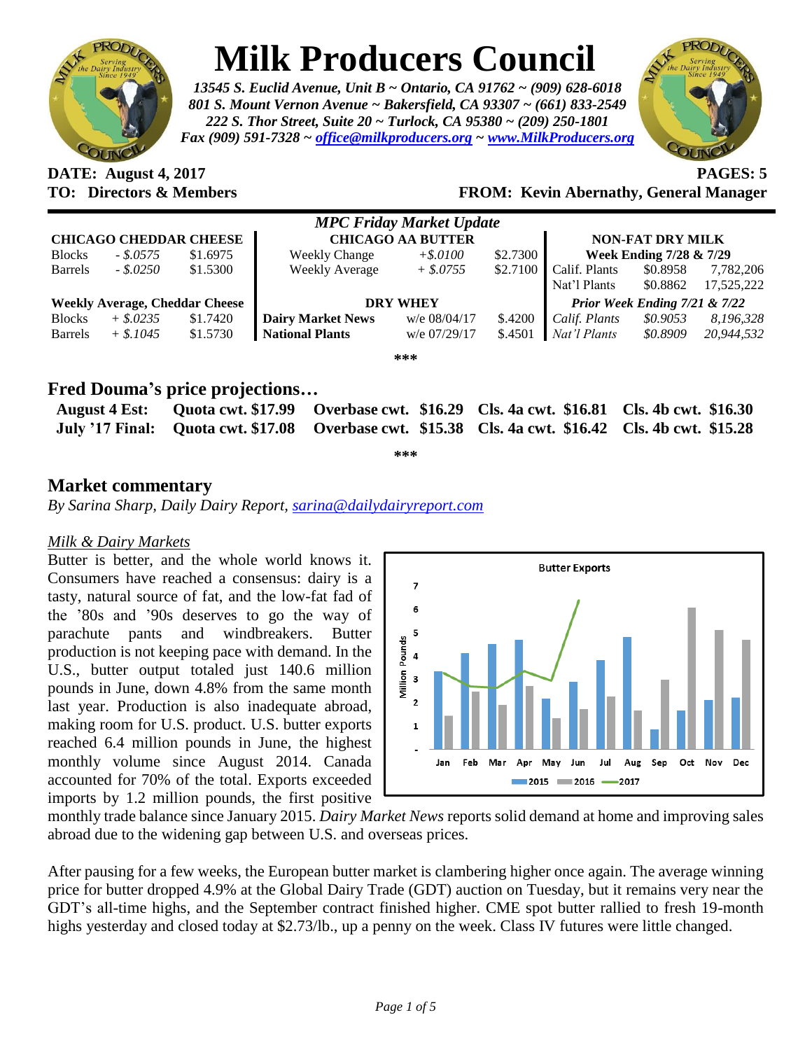# Milk Producers Council

*13545 S. Euclid Avenue, Unit B ~ Ontario, CA 91762 ~ (909) 628-6018*
*801 S. Mount Vernon Avenue ~ Bakersfield, CA 93307 ~ (661) 833-2549*
*222 S. Thor Street, Suite 20 ~ Turlock, CA 95380 ~ (209) 250-1801*
*Fax (909) 591-7328 ~ office@milkproducers.org ~ www.MilkProducers.org*

**DATE: August 4, 2017** **PAGES: 5**
**TO: Directors & Members** **FROM: Kevin Abernathy, General Manager**

### *MPC Friday Market Update*

| CHICAGO CHEDDAR CHEESE | | | CHICAGO AA BUTTER | | | NON-FAT DRY MILK | | |
|---|---|---|---|---|---|---|---|---|
| Blocks | *- $.0575* | $1.6975 | Weekly Change | *+$.0100* | $2.7300 | **Week Ending 7/28 & 7/29** | | |
| Barrels | *- $.0250* | $1.5300 | Weekly Average | *+ $.0755* | $2.7100 | Calif. Plants | $0.8958 | 7,782,206 |
| | | | | | | Nat'l Plants | $0.8862 | 17,525,222 |
| **Weekly Average, Cheddar Cheese** | | | **DRY WHEY** | | | ***Prior Week Ending 7/21 & 7/22*** | | |
| Blocks | *+ $.0235* | $1.7420 | **Dairy Market News** | w/e 08/04/17 | $.4200 | *Calif. Plants* | *$0.9053* | *8,196,328* |
| Barrels | *+ $.1045* | $1.5730 | **National Plants** | w/e 07/29/17 | $.4501 | *Nat'l Plants* | *$0.8909* | *20,944,532* |

\*\*\*

## Fred Douma's price projections…

| | | | | |
|---|---|---|---|---|
| **August 4 Est:** | **Quota cwt. $17.99** | **Overbase cwt. $16.29** | **Cls. 4a cwt. $16.81** | **Cls. 4b cwt. $16.30** |
| **July '17 Final:** | **Quota cwt. $17.08** | **Overbase cwt. $15.38** | **Cls. 4a cwt. $16.42** | **Cls. 4b cwt. $15.28** |

\*\*\*

## Market commentary

*By Sarina Sharp, Daily Dairy Report, sarina@dailydairyreport.com*

### *Milk & Dairy Markets*

Butter is better, and the whole world knows it. Consumers have reached a consensus: dairy is a tasty, natural source of fat, and the low-fat fad of the '80s and '90s deserves to go the way of parachute pants and windbreakers. Butter production is not keeping pace with demand. In the U.S., butter output totaled just 140.6 million pounds in June, down 4.8% from the same month last year. Production is also inadequate abroad, making room for U.S. product. U.S. butter exports reached 6.4 million pounds in June, the highest monthly volume since August 2014. Canada accounted for 70% of the total. Exports exceeded imports by 1.2 million pounds, the first positive monthly trade balance since January 2015. *Dairy Market News* reports solid demand at home and improving sales abroad due to the widening gap between U.S. and overseas prices.

After pausing for a few weeks, the European butter market is clambering higher once again. The average winning price for butter dropped 4.9% at the Global Dairy Trade (GDT) auction on Tuesday, but it remains very near the GDT's all-time highs, and the September contract finished higher. CME spot butter rallied to fresh 19-month highs yesterday and closed today at $2.73/lb., up a penny on the week. Class IV futures were little changed.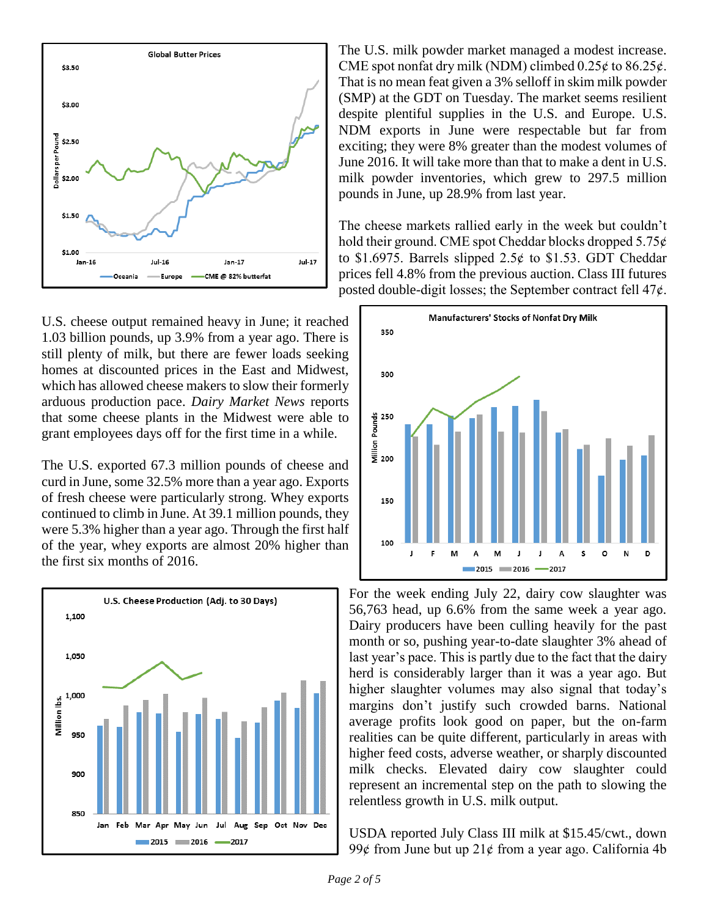The U.S. milk powder market managed a modest increase. CME spot nonfat dry milk (NDM) climbed 0.25¢ to 86.25¢. That is no mean feat given a 3% selloff in skim milk powder (SMP) at the GDT on Tuesday. The market seems resilient despite plentiful supplies in the U.S. and Europe. U.S. NDM exports in June were respectable but far from exciting; they were 8% greater than the modest volumes of June 2016. It will take more than that to make a dent in U.S. milk powder inventories, which grew to 297.5 million pounds in June, up 28.9% from last year.

The cheese markets rallied early in the week but couldn't hold their ground. CME spot Cheddar blocks dropped 5.75¢ to $1.6975. Barrels slipped 2.5¢ to $1.53. GDT Cheddar prices fell 4.8% from the previous auction. Class III futures posted double-digit losses; the September contract fell 47¢.

U.S. cheese output remained heavy in June; it reached 1.03 billion pounds, up 3.9% from a year ago. There is still plenty of milk, but there are fewer loads seeking homes at discounted prices in the East and Midwest, which has allowed cheese makers to slow their formerly arduous production pace. *Dairy Market News* reports that some cheese plants in the Midwest were able to grant employees days off for the first time in a while.

The U.S. exported 67.3 million pounds of cheese and curd in June, some 32.5% more than a year ago. Exports of fresh cheese were particularly strong. Whey exports continued to climb in June. At 39.1 million pounds, they were 5.3% higher than a year ago. Through the first half of the year, whey exports are almost 20% higher than the first six months of 2016.

For the week ending July 22, dairy cow slaughter was 56,763 head, up 6.6% from the same week a year ago. Dairy producers have been culling heavily for the past month or so, pushing year-to-date slaughter 3% ahead of last year's pace. This is partly due to the fact that the dairy herd is considerably larger than it was a year ago. But higher slaughter volumes may also signal that today's margins don't justify such crowded barns. National average profits look good on paper, but the on-farm realities can be quite different, particularly in areas with higher feed costs, adverse weather, or sharply discounted milk checks. Elevated dairy cow slaughter could represent an incremental step on the path to slowing the relentless growth in U.S. milk output.

USDA reported July Class III milk at $15.45/cwt., down 99¢ from June but up 21¢ from a year ago. California 4b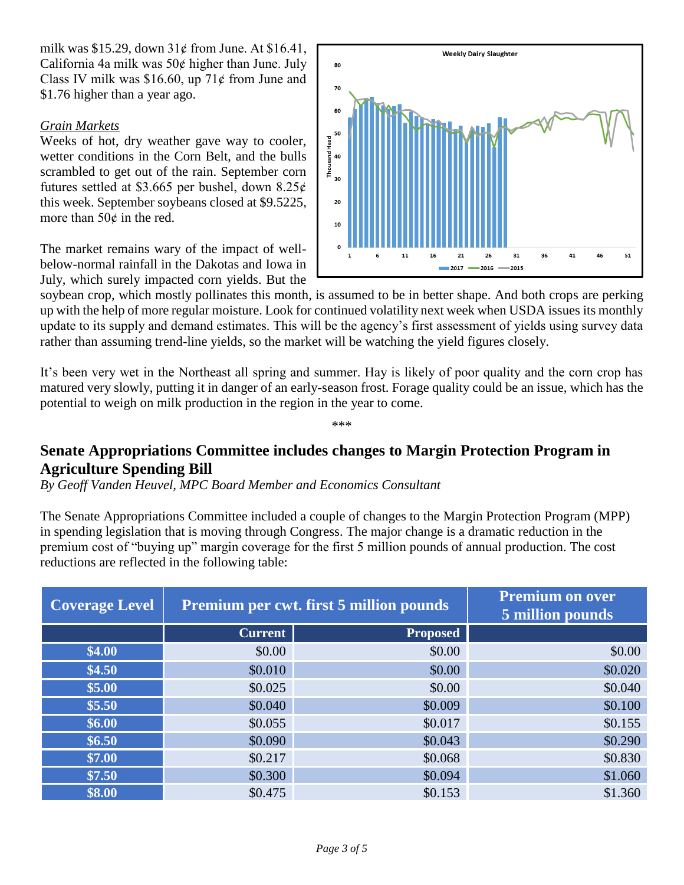milk was $15.29, down 31¢ from June. At $16.41, California 4a milk was 50¢ higher than June. July Class IV milk was $16.60, up 71¢ from June and $1.76 higher than a year ago.

*Grain Markets*

Weeks of hot, dry weather gave way to cooler, wetter conditions in the Corn Belt, and the bulls scrambled to get out of the rain. September corn futures settled at $3.665 per bushel, down 8.25¢ this week. September soybeans closed at $9.5225, more than 50¢ in the red.

The market remains wary of the impact of well-below-normal rainfall in the Dakotas and Iowa in July, which surely impacted corn yields. But the soybean crop, which mostly pollinates this month, is assumed to be in better shape. And both crops are perking up with the help of more regular moisture. Look for continued volatility next week when USDA issues its monthly update to its supply and demand estimates. This will be the agency's first assessment of yields using survey data rather than assuming trend-line yields, so the market will be watching the yield figures closely.

It's been very wet in the Northeast all spring and summer. Hay is likely of poor quality and the corn crop has matured very slowly, putting it in danger of an early-season frost. Forage quality could be an issue, which has the potential to weigh on milk production in the region in the year to come.

\*\*\*

## Senate Appropriations Committee includes changes to Margin Protection Program in Agriculture Spending Bill

*By Geoff Vanden Heuvel, MPC Board Member and Economics Consultant*

The Senate Appropriations Committee included a couple of changes to the Margin Protection Program (MPP) in spending legislation that is moving through Congress. The major change is a dramatic reduction in the premium cost of "buying up" margin coverage for the first 5 million pounds of annual production. The cost reductions are reflected in the following table:

| Coverage Level | Premium per cwt. first 5 million pounds | | Premium on over 5 million pounds |
|---|---|---|---|
| | Current | Proposed | |
| $4.00 | $0.00 | $0.00 | $0.00 |
| $4.50 | $0.010 | $0.00 | $0.020 |
| $5.00 | $0.025 | $0.00 | $0.040 |
| $5.50 | $0.040 | $0.009 | $0.100 |
| $6.00 | $0.055 | $0.017 | $0.155 |
| $6.50 | $0.090 | $0.043 | $0.290 |
| $7.00 | $0.217 | $0.068 | $0.830 |
| $7.50 | $0.300 | $0.094 | $1.060 |
| $8.00 | $0.475 | $0.153 | $1.360 |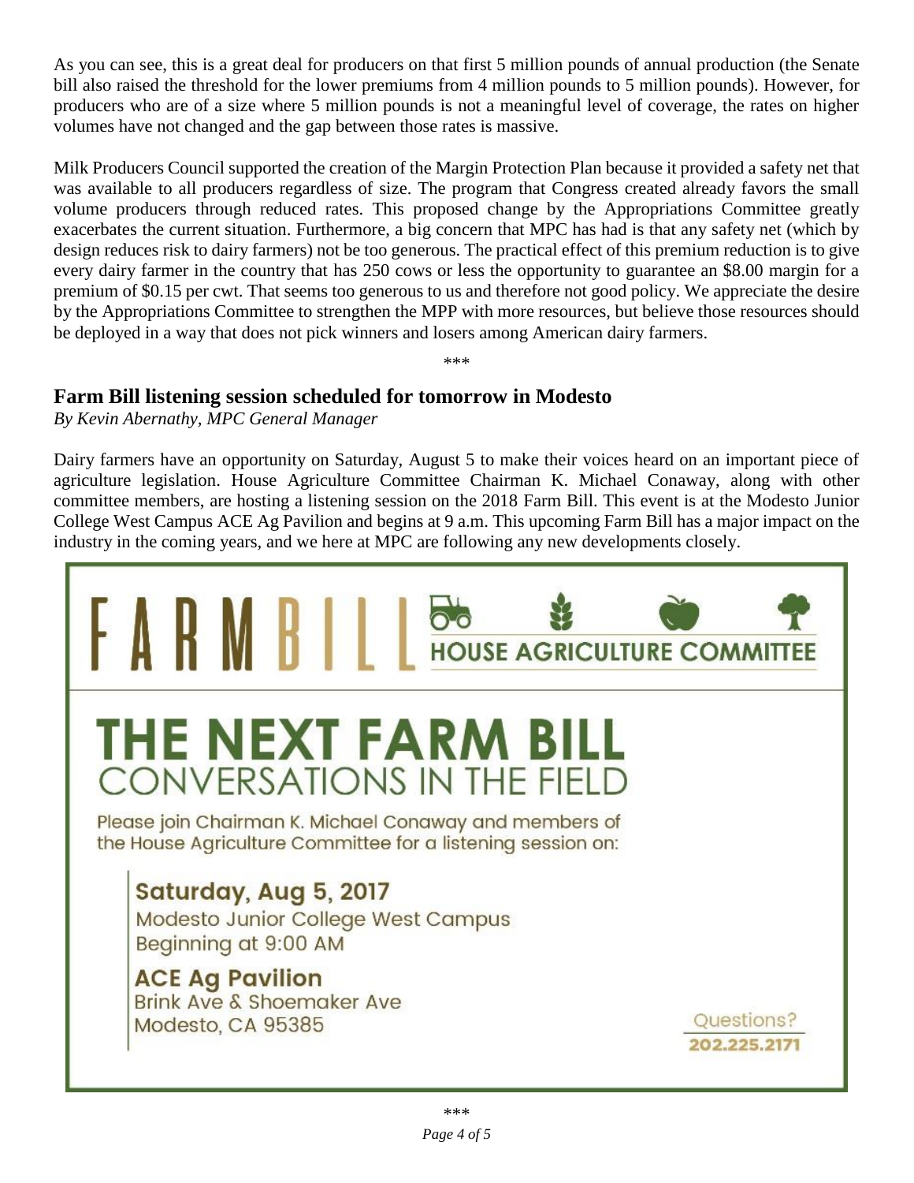As you can see, this is a great deal for producers on that first 5 million pounds of annual production (the Senate bill also raised the threshold for the lower premiums from 4 million pounds to 5 million pounds). However, for producers who are of a size where 5 million pounds is not a meaningful level of coverage, the rates on higher volumes have not changed and the gap between those rates is massive.

Milk Producers Council supported the creation of the Margin Protection Plan because it provided a safety net that was available to all producers regardless of size. The program that Congress created already favors the small volume producers through reduced rates. This proposed change by the Appropriations Committee greatly exacerbates the current situation. Furthermore, a big concern that MPC has had is that any safety net (which by design reduces risk to dairy farmers) not be too generous. The practical effect of this premium reduction is to give every dairy farmer in the country that has 250 cows or less the opportunity to guarantee an $8.00 margin for a premium of $0.15 per cwt. That seems too generous to us and therefore not good policy. We appreciate the desire by the Appropriations Committee to strengthen the MPP with more resources, but believe those resources should be deployed in a way that does not pick winners and losers among American dairy farmers.

\*\*\*

## Farm Bill listening session scheduled for tomorrow in Modesto

*By Kevin Abernathy, MPC General Manager*

Dairy farmers have an opportunity on Saturday, August 5 to make their voices heard on an important piece of agriculture legislation. House Agriculture Committee Chairman K. Michael Conaway, along with other committee members, are hosting a listening session on the 2018 Farm Bill. This event is at the Modesto Junior College West Campus ACE Ag Pavilion and begins at 9 a.m. This upcoming Farm Bill has a major impact on the industry in the coming years, and we here at MPC are following any new developments closely.

FARM BILL — HOUSE AGRICULTURE COMMITTEE

**THE NEXT FARM BILL**
CONVERSATIONS IN THE FIELD

Please join Chairman K. Michael Conaway and members of the House Agriculture Committee for a listening session on:

**Saturday, Aug 5, 2017**
Modesto Junior College West Campus
Beginning at 9:00 AM

**ACE Ag Pavilion**
Brink Ave & Shoemaker Ave
Modesto, CA 95385

Questions?
**202.225.2171**

\*\*\*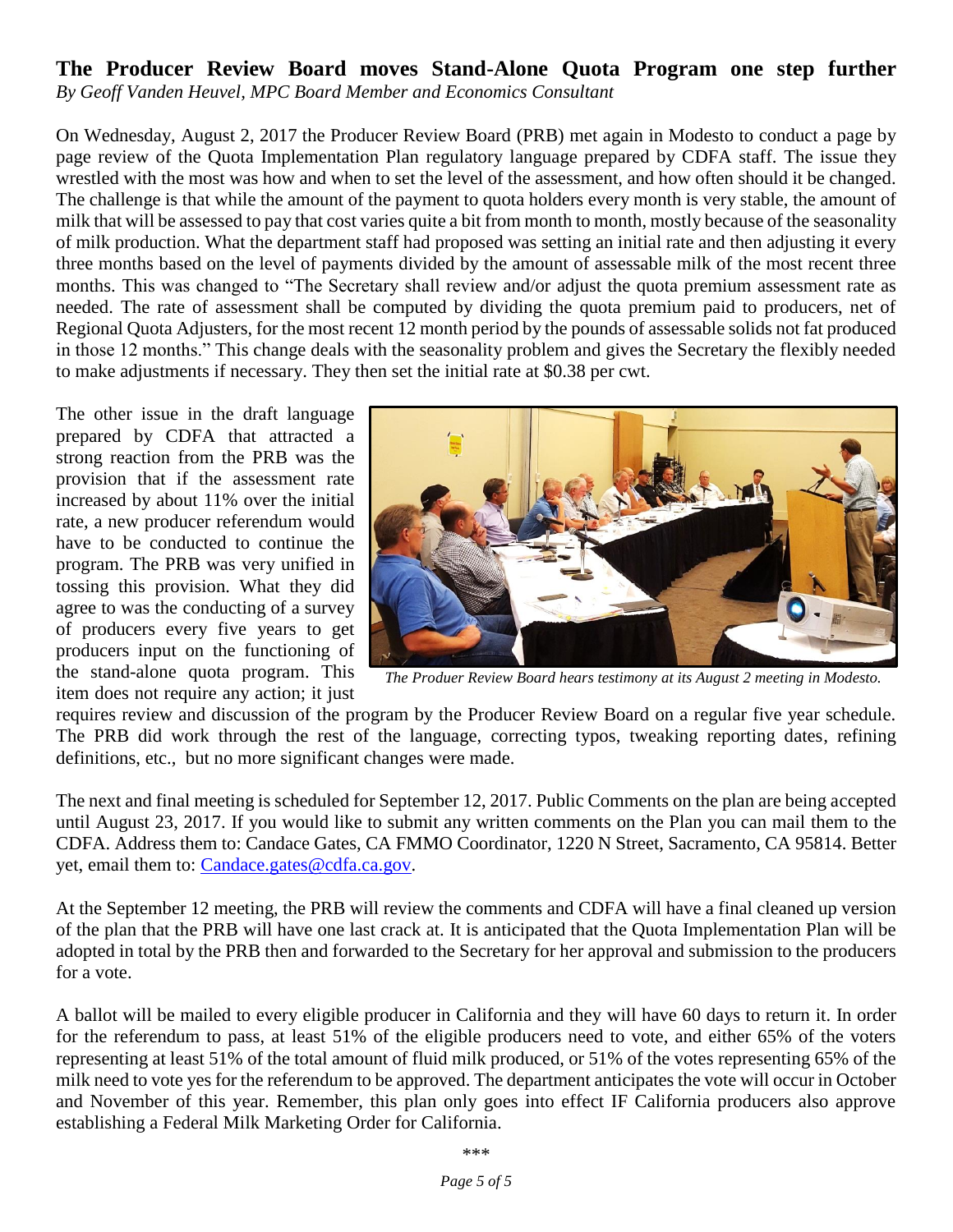## The Producer Review Board moves Stand-Alone Quota Program one step further

*By Geoff Vanden Heuvel, MPC Board Member and Economics Consultant*

On Wednesday, August 2, 2017 the Producer Review Board (PRB) met again in Modesto to conduct a page by page review of the Quota Implementation Plan regulatory language prepared by CDFA staff. The issue they wrestled with the most was how and when to set the level of the assessment, and how often should it be changed. The challenge is that while the amount of the payment to quota holders every month is very stable, the amount of milk that will be assessed to pay that cost varies quite a bit from month to month, mostly because of the seasonality of milk production. What the department staff had proposed was setting an initial rate and then adjusting it every three months based on the level of payments divided by the amount of assessable milk of the most recent three months. This was changed to "The Secretary shall review and/or adjust the quota premium assessment rate as needed. The rate of assessment shall be computed by dividing the quota premium paid to producers, net of Regional Quota Adjusters, for the most recent 12 month period by the pounds of assessable solids not fat produced in those 12 months." This change deals with the seasonality problem and gives the Secretary the flexibly needed to make adjustments if necessary. They then set the initial rate at $0.38 per cwt.

The other issue in the draft language prepared by CDFA that attracted a strong reaction from the PRB was the provision that if the assessment rate increased by about 11% over the initial rate, a new producer referendum would have to be conducted to continue the program. The PRB was very unified in tossing this provision. What they did agree to was the conducting of a survey of producers every five years to get producers input on the functioning of the stand-alone quota program. This item does not require any action; it just requires review and discussion of the program by the Producer Review Board on a regular five year schedule. The PRB did work through the rest of the language, correcting typos, tweaking reporting dates, refining definitions, etc., but no more significant changes were made.

*The Produer Review Board hears testimony at its August 2 meeting in Modesto.*

The next and final meeting is scheduled for September 12, 2017. Public Comments on the plan are being accepted until August 23, 2017. If you would like to submit any written comments on the Plan you can mail them to the CDFA. Address them to: Candace Gates, CA FMMO Coordinator, 1220 N Street, Sacramento, CA 95814. Better yet, email them to: Candace.gates@cdfa.ca.gov.

At the September 12 meeting, the PRB will review the comments and CDFA will have a final cleaned up version of the plan that the PRB will have one last crack at. It is anticipated that the Quota Implementation Plan will be adopted in total by the PRB then and forwarded to the Secretary for her approval and submission to the producers for a vote.

A ballot will be mailed to every eligible producer in California and they will have 60 days to return it. In order for the referendum to pass, at least 51% of the eligible producers need to vote, and either 65% of the voters representing at least 51% of the total amount of fluid milk produced, or 51% of the votes representing 65% of the milk need to vote yes for the referendum to be approved. The department anticipates the vote will occur in October and November of this year. Remember, this plan only goes into effect IF California producers also approve establishing a Federal Milk Marketing Order for California.

\*\*\*